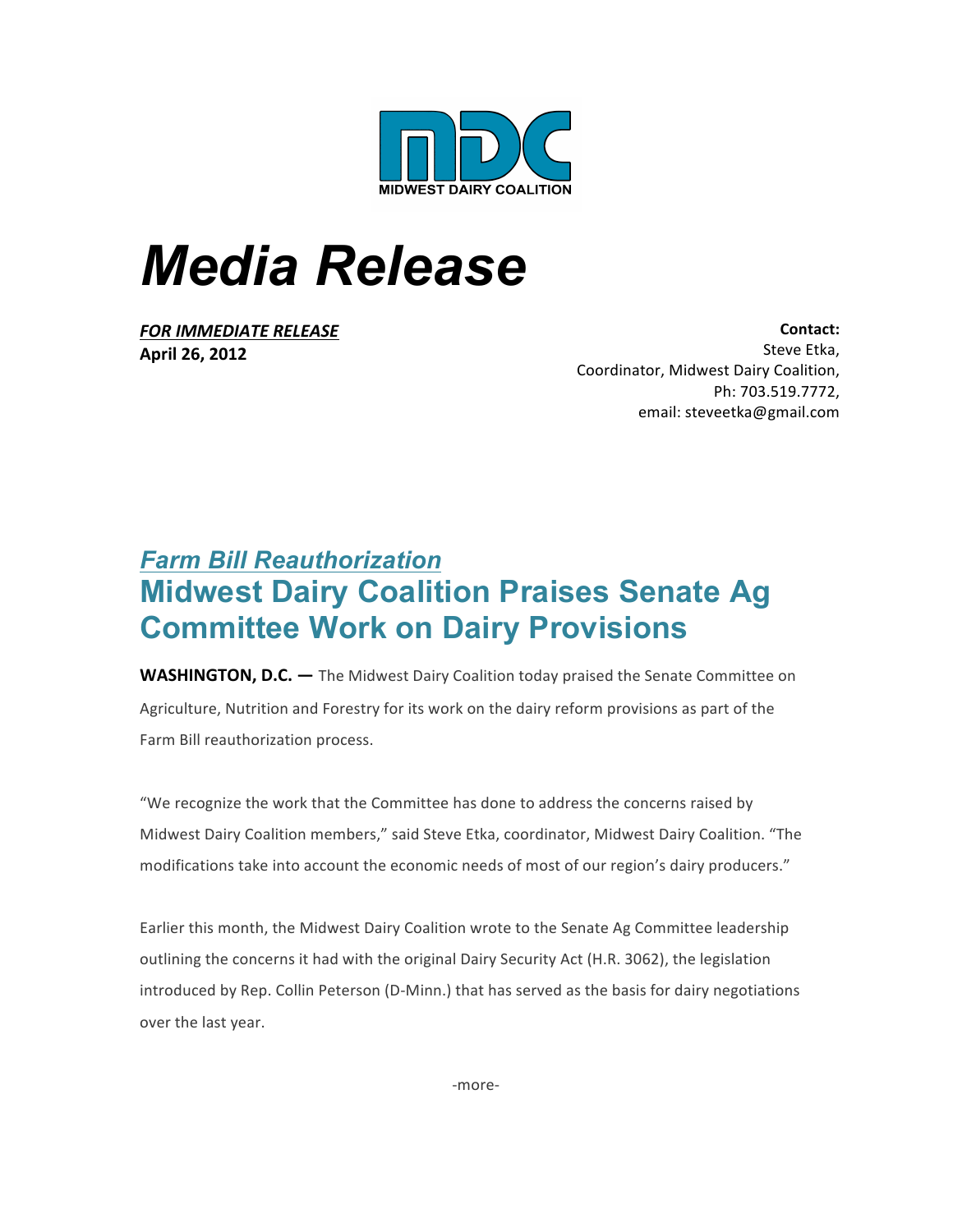MDC

MIDWEST DAIRY COALITION

# Media Release

***FOR IMMEDIATE RELEASE***
**April 26, 2012**

**Contact:**
Steve Etka,
Coordinator, Midwest Dairy Coalition,
Ph: 703.519.7772,
email: steveetka@gmail.com

## *Farm Bill Reauthorization*

## Midwest Dairy Coalition Praises Senate Ag Committee Work on Dairy Provisions

**WASHINGTON, D.C. —** The Midwest Dairy Coalition today praised the Senate Committee on Agriculture, Nutrition and Forestry for its work on the dairy reform provisions as part of the Farm Bill reauthorization process.

"We recognize the work that the Committee has done to address the concerns raised by Midwest Dairy Coalition members," said Steve Etka, coordinator, Midwest Dairy Coalition. "The modifications take into account the economic needs of most of our region's dairy producers."

Earlier this month, the Midwest Dairy Coalition wrote to the Senate Ag Committee leadership outlining the concerns it had with the original Dairy Security Act (H.R. 3062), the legislation introduced by Rep. Collin Peterson (D-Minn.) that has served as the basis for dairy negotiations over the last year.

-more-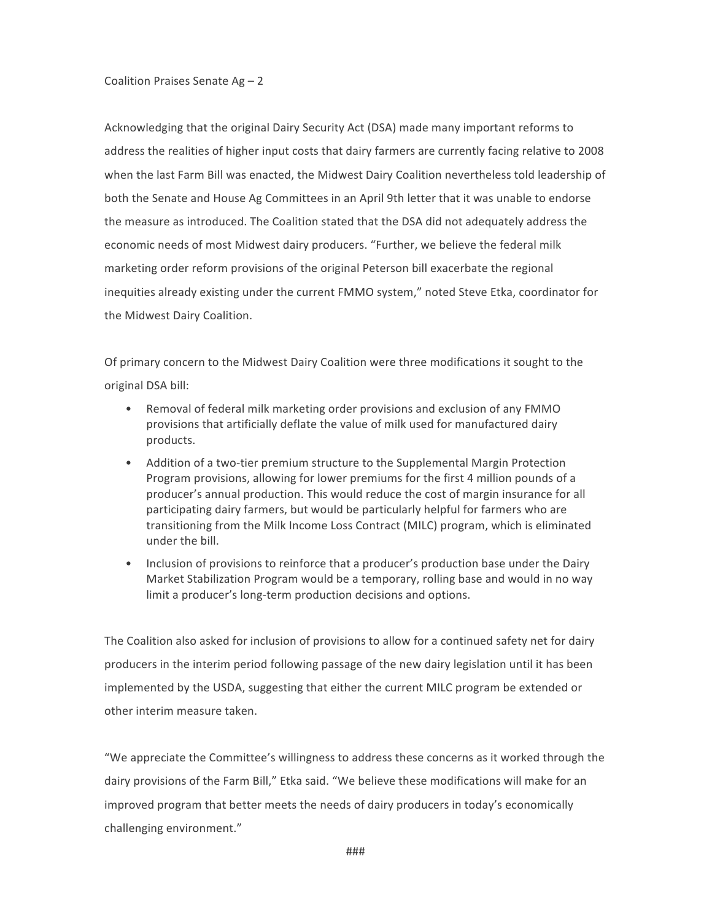Acknowledging that the original Dairy Security Act (DSA) made many important reforms to address the realities of higher input costs that dairy farmers are currently facing relative to 2008 when the last Farm Bill was enacted, the Midwest Dairy Coalition nevertheless told leadership of both the Senate and House Ag Committees in an April 9th letter that it was unable to endorse the measure as introduced. The Coalition stated that the DSA did not adequately address the economic needs of most Midwest dairy producers. "Further, we believe the federal milk marketing order reform provisions of the original Peterson bill exacerbate the regional inequities already existing under the current FMMO system," noted Steve Etka, coordinator for the Midwest Dairy Coalition.

Of primary concern to the Midwest Dairy Coalition were three modifications it sought to the original DSA bill:

- Removal of federal milk marketing order provisions and exclusion of any FMMO provisions that artificially deflate the value of milk used for manufactured dairy products.
- Addition of a two-tier premium structure to the Supplemental Margin Protection Program provisions, allowing for lower premiums for the first 4 million pounds of a producer's annual production. This would reduce the cost of margin insurance for all participating dairy farmers, but would be particularly helpful for farmers who are transitioning from the Milk Income Loss Contract (MILC) program, which is eliminated under the bill.
- Inclusion of provisions to reinforce that a producer's production base under the Dairy Market Stabilization Program would be a temporary, rolling base and would in no way limit a producer's long-term production decisions and options.

The Coalition also asked for inclusion of provisions to allow for a continued safety net for dairy producers in the interim period following passage of the new dairy legislation until it has been implemented by the USDA, suggesting that either the current MILC program be extended or other interim measure taken.

"We appreciate the Committee's willingness to address these concerns as it worked through the dairy provisions of the Farm Bill," Etka said. "We believe these modifications will make for an improved program that better meets the needs of dairy producers in today's economically challenging environment."

###